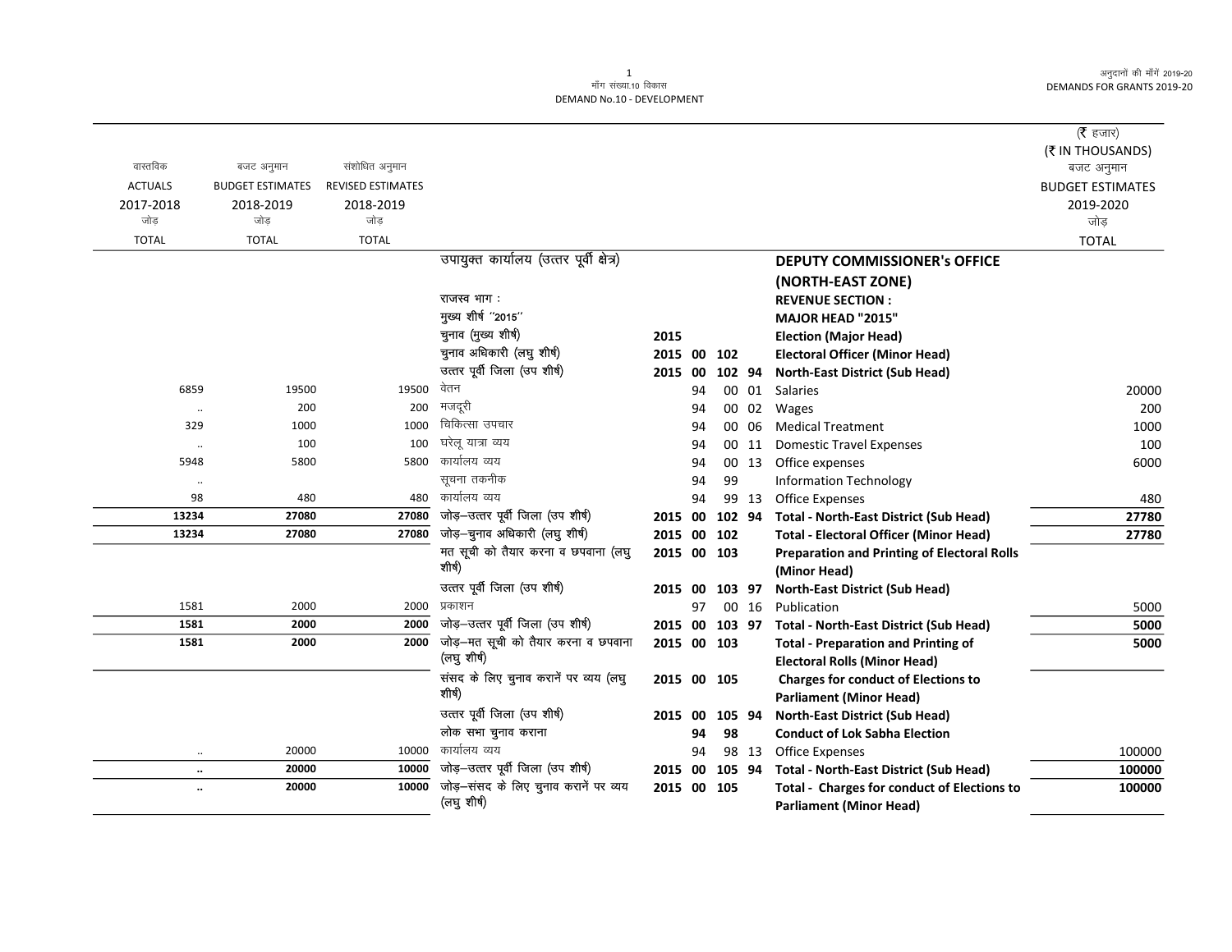मॉंग संख्या.10 विकास
DEMAND No.10 - DEVELOPMENT

अनुदानों की माँगें 2019-20
DEMANDS FOR GRANTS 2019-20

(₹ हजार)
(₹ IN THOUSANDS)

| वास्तविक ACTUALS 2017-2018 जोड़ TOTAL | बजट अनुमान BUDGET ESTIMATES 2018-2019 जोड़ TOTAL | संशोधित अनुमान REVISED ESTIMATES 2018-2019 जोड़ TOTAL | | | | | | | बजट अनुमान BUDGET ESTIMATES 2019-2020 जोड़ TOTAL |
|---|---|---|---|---|---|---|---|---|---|
| | | | उपायुक्त कार्यालय (उत्तर पूर्वी क्षेत्र) | | | | | **DEPUTY COMMISSIONER's OFFICE (NORTH-EAST ZONE)** | |
| | | | राजस्व भाग : | | | | | **REVENUE SECTION :** | |
| | | | मुख्य शीर्ष ''2015'' | | | | | **MAJOR HEAD "2015"** | |
| | | | चुनाव (मुख्य शीर्ष) | **2015** | | | | **Election (Major Head)** | |
| | | | चुनाव अधिकारी (लघु शीर्ष) | **2015** | **00** | **102** | | **Electoral Officer (Minor Head)** | |
| | | | उत्तर पूर्वी जिला (उप शीर्ष) | **2015** | **00** | **102** | **94** | **North-East District (Sub Head)** | |
| 6859 | 19500 | 19500 | वेतन | | 94 | 00 | 01 | Salaries | 20000 |
| .. | 200 | 200 | मजदूरी | | 94 | 00 | 02 | Wages | 200 |
| 329 | 1000 | 1000 | चिकित्सा उपचार | | 94 | 00 | 06 | Medical Treatment | 1000 |
| .. | 100 | 100 | घरेलू यात्रा व्यय | | 94 | 00 | 11 | Domestic Travel Expenses | 100 |
| 5948 | 5800 | 5800 | कार्यालय व्यय | | 94 | 00 | 13 | Office expenses | 6000 |
| .. | | | सूचना तकनीक | | 94 | 99 | | Information Technology | |
| 98 | 480 | 480 | कार्यालय व्यय | | 94 | 99 | 13 | Office Expenses | 480 |
| **13234** | **27080** | **27080** | जोड़–उत्तर पूर्वी जिला (उप शीर्ष) | **2015** | **00** | **102** | **94** | **Total - North-East District (Sub Head)** | **27780** |
| **13234** | **27080** | **27080** | जोड़–चुनाव अधिकारी (लघु शीर्ष) | **2015** | **00** | **102** | | **Total - Electoral Officer (Minor Head)** | **27780** |
| | | | मत सूची को तैयार करना व छपवाना (लघु शीर्ष) | **2015** | **00** | **103** | | **Preparation and Printing of Electoral Rolls (Minor Head)** | |
| | | | उत्तर पूर्वी जिला (उप शीर्ष) | **2015** | **00** | **103** | **97** | **North-East District (Sub Head)** | |
| 1581 | 2000 | 2000 | प्रकाशन | | 97 | 00 | 16 | Publication | 5000 |
| **1581** | **2000** | **2000** | जोड़–उत्तर पूर्वी जिला (उप शीर्ष) | **2015** | **00** | **103** | **97** | **Total - North-East District (Sub Head)** | **5000** |
| **1581** | **2000** | **2000** | जोड़–मत सूची को तैयार करना व छपवाना (लघु शीर्ष) | **2015** | **00** | **103** | | **Total - Preparation and Printing of Electoral Rolls (Minor Head)** | **5000** |
| | | | संसद के लिए चुनाव करानें पर व्यय (लघु शीर्ष) | **2015** | **00** | **105** | | **Charges for conduct of Elections to Parliament (Minor Head)** | |
| | | | उत्तर पूर्वी जिला (उप शीर्ष) | **2015** | **00** | **105** | **94** | **North-East District (Sub Head)** | |
| | | | लोक सभा चुनाव कराना | | **94** | **98** | | **Conduct of Lok Sabha Election** | |
| .. | 20000 | 10000 | कार्यालय व्यय | | 94 | 98 | 13 | Office Expenses | 100000 |
| **..** | **20000** | **10000** | जोड़–उत्तर पूर्वी जिला (उप शीर्ष) | **2015** | **00** | **105** | **94** | **Total - North-East District (Sub Head)** | **100000** |
| **..** | **20000** | **10000** | जोड़–संसद के लिए चुनाव करानें पर व्यय (लघु शीर्ष) | **2015** | **00** | **105** | | **Total - Charges for conduct of Elections to Parliament (Minor Head)** | **100000** |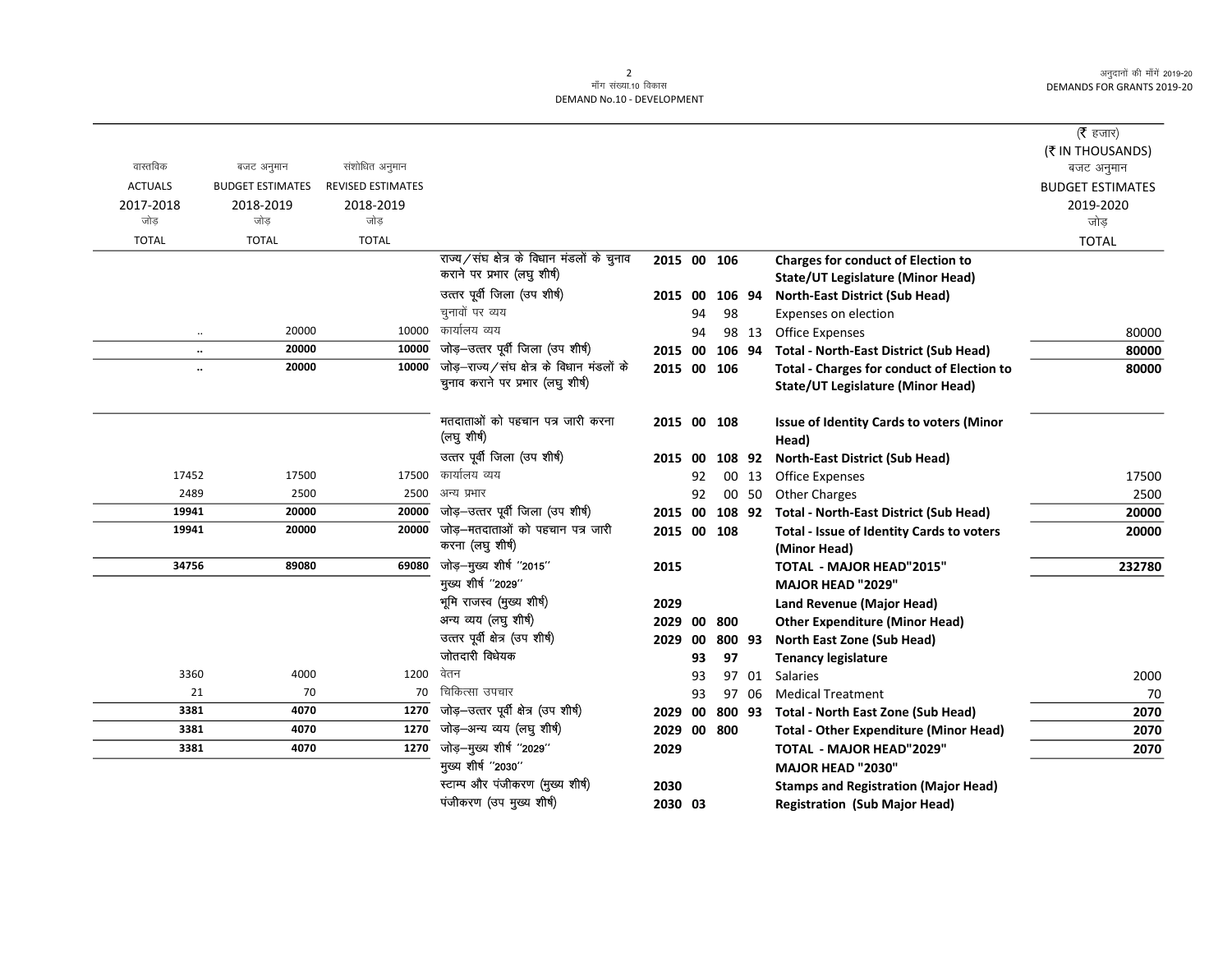मॉंग संख्या.10 विकास
DEMAND No.10 - DEVELOPMENT

| वास्तविक ACTUALS 2017-2018 जोड़ TOTAL | बजट अनुमान BUDGET ESTIMATES 2018-2019 जोड़ TOTAL | संशोधित अनुमान REVISED ESTIMATES 2018-2019 जोड़ TOTAL | | | | | | | (₹ हजार) (₹ IN THOUSANDS) बजट अनुमान BUDGET ESTIMATES 2019-2020 जोड़ TOTAL |
|---|---|---|---|---|---|---|---|---|---|
| | | | राज्य/संघ क्षेत्र के विधान मंडलों के चुनाव कराने पर प्रभार (लघु शीर्ष) | 2015 | 00 | 106 | | Charges for conduct of Election to State/UT Legislature (Minor Head) | |
| | | | उत्तर पूर्वी जिला (उप शीर्ष) | 2015 | 00 | 106 | 94 | North-East District (Sub Head) | |
| | | | चुनावों पर व्यय | | 94 | 98 | | Expenses on election | |
| .. | 20000 | 10000 | कार्यालय व्यय | | 94 | 98 | 13 | Office Expenses | 80000 |
| **..** | **20000** | **10000** | जोड़–उत्तर पूर्वी जिला (उप शीर्ष) | 2015 | 00 | 106 | 94 | **Total - North-East District (Sub Head)** | **80000** |
| **..** | **20000** | **10000** | जोड़–राज्य/संघ क्षेत्र के विधान मंडलों के चुनाव कराने पर प्रभार (लघु शीर्ष) | 2015 | 00 | 106 | | **Total - Charges for conduct of Election to State/UT Legislature (Minor Head)** | **80000** |
| | | | मतदाताओं को पहचान पत्र जारी करना (लघु शीर्ष) | 2015 | 00 | 108 | | **Issue of Identity Cards to voters (Minor Head)** | |
| | | | उत्तर पूर्वी जिला (उप शीर्ष) | 2015 | 00 | 108 | 92 | **North-East District (Sub Head)** | |
| 17452 | 17500 | 17500 | कार्यालय व्यय | | 92 | 00 | 13 | Office Expenses | 17500 |
| 2489 | 2500 | 2500 | अन्य प्रभार | | 92 | 00 | 50 | Other Charges | 2500 |
| **19941** | **20000** | **20000** | जोड़–उत्तर पूर्वी जिला (उप शीर्ष) | 2015 | 00 | 108 | 92 | **Total - North-East District (Sub Head)** | **20000** |
| **19941** | **20000** | **20000** | जोड़–मतदाताओं को पहचान पत्र जारी करना (लघु शीर्ष) | 2015 | 00 | 108 | | **Total - Issue of Identity Cards to voters (Minor Head)** | **20000** |
| **34756** | **89080** | **69080** | जोड़–मुख्य शीर्ष "2015" | 2015 | | | | **TOTAL - MAJOR HEAD"2015"** | **232780** |
| | | | मुख्य शीर्ष "2029" | | | | | **MAJOR HEAD "2029"** | |
| | | | भूमि राजस्व (मुख्य शीर्ष) | 2029 | | | | **Land Revenue (Major Head)** | |
| | | | अन्य व्यय (लघु शीर्ष) | 2029 | 00 | 800 | | **Other Expenditure (Minor Head)** | |
| | | | उत्तर पूर्वी क्षेत्र (उप शीर्ष) | 2029 | 00 | 800 | 93 | **North East Zone (Sub Head)** | |
| | | | जोतदारी विधेयक | | 93 | 97 | | **Tenancy legislature** | |
| 3360 | 4000 | 1200 | वेतन | | 93 | 97 | 01 | Salaries | 2000 |
| 21 | 70 | 70 | चिकित्सा उपचार | | 93 | 97 | 06 | Medical Treatment | 70 |
| **3381** | **4070** | **1270** | जोड़–उत्तर पूर्वी क्षेत्र (उप शीर्ष) | 2029 | 00 | 800 | 93 | **Total - North East Zone (Sub Head)** | **2070** |
| **3381** | **4070** | **1270** | जोड़–अन्य व्यय (लघु शीर्ष) | 2029 | 00 | 800 | | **Total - Other Expenditure (Minor Head)** | **2070** |
| **3381** | **4070** | **1270** | जोड़–मुख्य शीर्ष "2029" | 2029 | | | | **TOTAL - MAJOR HEAD"2029"** | **2070** |
| | | | मुख्य शीर्ष "2030" | | | | | **MAJOR HEAD "2030"** | |
| | | | स्टाम्प और पंजीकरण (मुख्य शीर्ष) | 2030 | | | | **Stamps and Registration (Major Head)** | |
| | | | पंजीकरण (उप मुख्य शीर्ष) | 2030 | 03 | | | **Registration (Sub Major Head)** | |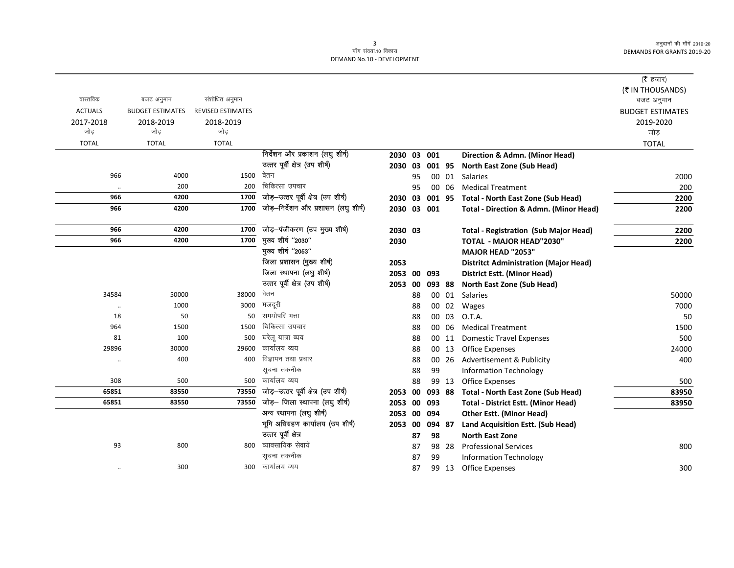मॉंग संख्या.10 विकास
DEMAND No.10 - DEVELOPMENT

| वास्तविक ACTUALS 2017-2018 जोड़ TOTAL | बजट अनुमान BUDGET ESTIMATES 2018-2019 जोड़ TOTAL | संशोधित अनुमान REVISED ESTIMATES 2018-2019 जोड़ TOTAL | | | | | | | (₹ हजार) (₹ IN THOUSANDS) बजट अनुमान BUDGET ESTIMATES 2019-2020 जोड़ TOTAL |
|---|---|---|---|---|---|---|---|---|---|
| | | | निर्देशन और प्रकाशन (लघु शीर्ष) | 2030 | 03 | 001 | | **Direction & Admn. (Minor Head)** | |
| | | | उत्तर पूर्वी क्षेत्र (उप शीर्ष) | 2030 | 03 | 001 | 95 | **North East Zone (Sub Head)** | |
| 966 | 4000 | 1500 | वेतन | | 95 | 00 | 01 | Salaries | 2000 |
| .. | 200 | 200 | चिकित्सा उपचार | | 95 | 00 | 06 | Medical Treatment | 200 |
| **966** | **4200** | **1700** | जोड़–उत्तर पूर्वी क्षेत्र (उप शीर्ष) | 2030 | 03 | 001 | 95 | **Total - North East Zone (Sub Head)** | **2200** |
| **966** | **4200** | **1700** | जोड़–निर्देशन और प्रशासन (लघु शीर्ष) | 2030 | 03 | 001 | | **Total - Direction & Admn. (Minor Head)** | **2200** |
| **966** | **4200** | **1700** | जोड़–पंजीकरण (उप मुख्य शीर्ष) | 2030 | 03 | | | **Total - Registration (Sub Major Head)** | **2200** |
| **966** | **4200** | **1700** | मुख्य शीर्ष ''2030'' | 2030 | | | | **TOTAL - MAJOR HEAD"2030"** | **2200** |
| | | | मुख्य शीर्ष ''2053'' | | | | | **MAJOR HEAD "2053"** | |
| | | | जिला प्रशासन (मुख्य शीर्ष) | 2053 | | | | **Distritct Administration (Major Head)** | |
| | | | जिला स्थापना (लघु शीर्ष) | 2053 | 00 | 093 | | **District Estt. (Minor Head)** | |
| | | | उत्तर पूर्वी क्षेत्र (उप शीर्ष) | 2053 | 00 | 093 | 88 | **North East Zone (Sub Head)** | |
| 34584 | 50000 | 38000 | वेतन | | 88 | 00 | 01 | Salaries | 50000 |
| .. | 1000 | 3000 | मजदूरी | | 88 | 00 | 02 | Wages | 7000 |
| 18 | 50 | 50 | समयोपरि भत्ता | | 88 | 00 | 03 | O.T.A. | 50 |
| 964 | 1500 | 1500 | चिकित्सा उपचार | | 88 | 00 | 06 | Medical Treatment | 1500 |
| 81 | 100 | 500 | घरेलू यात्रा व्यय | | 88 | 00 | 11 | Domestic Travel Expenses | 500 |
| 29896 | 30000 | 29600 | कार्यालय व्यय | | 88 | 00 | 13 | Office Expenses | 24000 |
| .. | 400 | 400 | विज्ञापन तथा प्रचार | | 88 | 00 | 26 | Advertisement & Publicity | 400 |
| | | | सूचना तकनीक | | 88 | 99 | | Information Technology | |
| 308 | 500 | 500 | कार्यालय व्यय | | 88 | 99 | 13 | Office Expenses | 500 |
| **65851** | **83550** | **73550** | जोड़–उत्तर पूर्वी क्षेत्र (उप शीर्ष) | 2053 | 00 | 093 | 88 | **Total - North East Zone (Sub Head)** | **83950** |
| **65851** | **83550** | **73550** | जोड़– जिला स्थापना (लघु शीर्ष) | 2053 | 00 | 093 | | **Total - District Estt. (Minor Head)** | **83950** |
| | | | अन्य स्थापना (लघु शीर्ष) | 2053 | 00 | 094 | | **Other Estt. (Minor Head)** | |
| | | | भूमि अधिग्रहण कार्यालय (उप शीर्ष) | 2053 | 00 | 094 | 87 | **Land Acquisition Estt. (Sub Head)** | |
| | | | उत्तर पूर्वी क्षेत्र | | 87 | 98 | | **North East Zone** | |
| 93 | 800 | 800 | व्यावसायिक सेवायें | | 87 | 98 | 28 | Professional Services | 800 |
| | | | सूचना तकनीक | | 87 | 99 | | Information Technology | |
| .. | 300 | 300 | कार्यालय व्यय | | 87 | 99 | 13 | Office Expenses | 300 |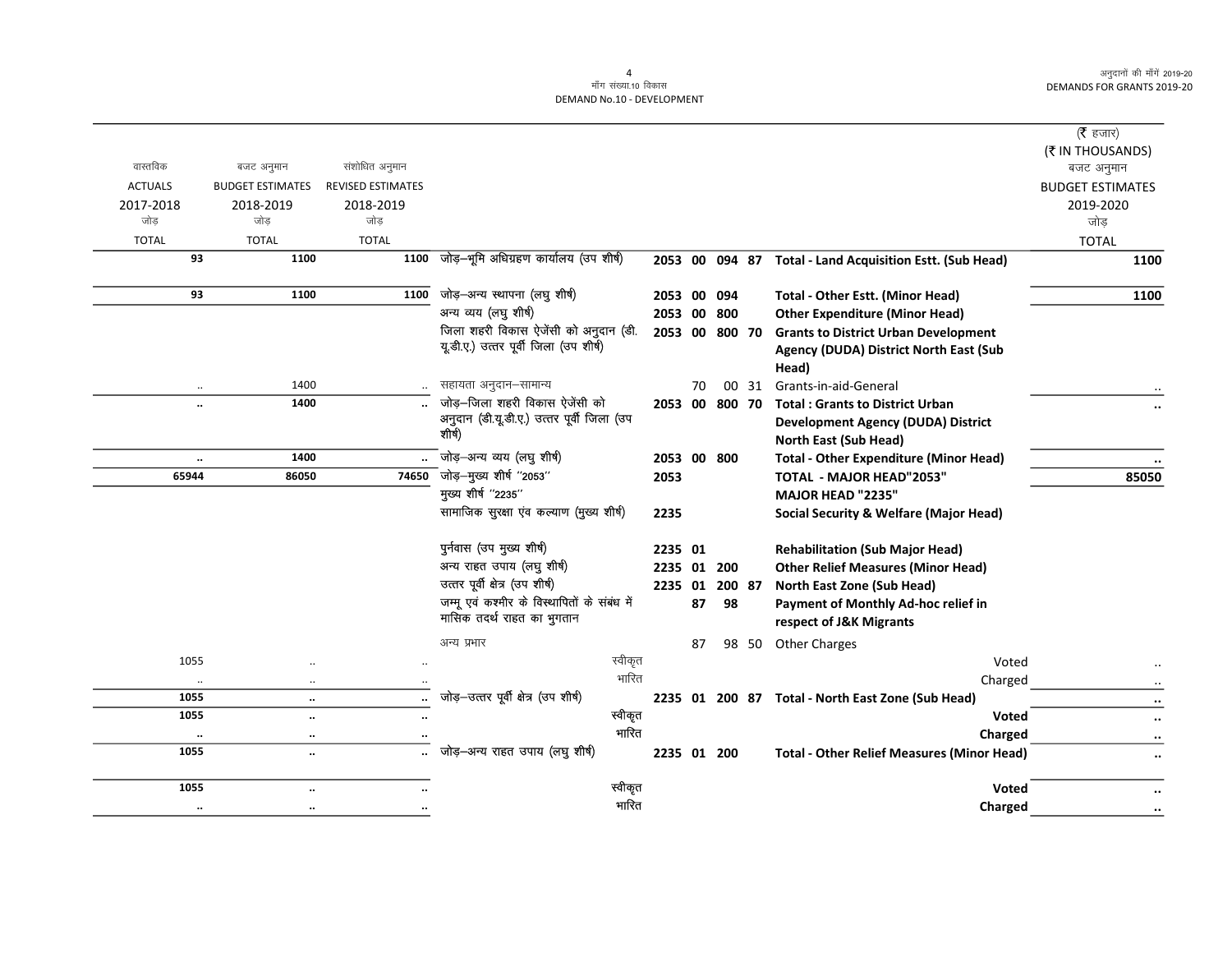मॉंग संख्या.10 विकास
DEMAND No.10 - DEVELOPMENT

| वास्तविक ACTUALS 2017-2018 जोड़ TOTAL | बजट अनुमान BUDGET ESTIMATES 2018-2019 जोड़ TOTAL | संशोधित अनुमान REVISED ESTIMATES 2018-2019 जोड़ TOTAL | | | | (₹ हजार) (₹ IN THOUSANDS) बजट अनुमान BUDGET ESTIMATES 2019-2020 जोड़ TOTAL |
|---|---|---|---|---|---|---|
| 93 | 1100 | 1100 | जोड़–भूमि अधिग्रहण कार्यालय (उप शीर्ष) | 2053 00 094 87 | Total - Land Acquisition Estt. (Sub Head) | 1100 |
| 93 | 1100 | 1100 | जोड़–अन्य स्थापना (लघु शीर्ष) | 2053 00 094 | Total - Other Estt. (Minor Head) | 1100 |
| | | | अन्य व्यय (लघु शीर्ष) | 2053 00 800 | Other Expenditure (Minor Head) | |
| | | | जिला शहरी विकास ऐजेंसी को अनुदान (डी.यू.डी.ए.) उत्तर पूर्वी जिला (उप शीर्ष) | 2053 00 800 70 | Grants to District Urban Development Agency (DUDA) District North East (Sub Head) | |
| .. | 1400 | .. | सहायता अनुदान–सामान्य | 70 00 31 | Grants-in-aid-General | .. |
| .. | 1400 | .. | जोड़–जिला शहरी विकास ऐजेंसी को अनुदान (डी.यू.डी.ए.) उत्तर पूर्वी जिला (उप शीर्ष) | 2053 00 800 70 | Total : Grants to District Urban Development Agency (DUDA) District North East (Sub Head) | .. |
| .. | 1400 | .. | जोड़–अन्य व्यय (लघु शीर्ष) | 2053 00 800 | Total - Other Expenditure (Minor Head) | .. |
| 65944 | 86050 | 74650 | जोड़–मुख्य शीर्ष "2053" | 2053 | TOTAL - MAJOR HEAD"2053" | 85050 |
| | | | मुख्य शीर्ष "2235" | | MAJOR HEAD "2235" | |
| | | | सामाजिक सुरक्षा एंव कल्याण (मुख्य शीर्ष) | 2235 | Social Security & Welfare (Major Head) | |
| | | | पुर्नवास (उप मुख्य शीर्ष) | 2235 01 | Rehabilitation (Sub Major Head) | |
| | | | अन्य राहत उपाय (लघु शीर्ष) | 2235 01 200 | Other Relief Measures (Minor Head) | |
| | | | उत्तर पूर्वी क्षेत्र (उप शीर्ष) | 2235 01 200 87 | North East Zone (Sub Head) | |
| | | | जम्मू एवं कश्मीर के विस्थापितों के संबंध में मासिक तदर्थ राहत का भुगतान | 87 98 | Payment of Monthly Ad-hoc relief in respect of J&K Migrants | |
| | | | अन्य प्रभार | 87 98 50 | Other Charges | |
| 1055 | .. | .. | स्वीकृत | | Voted | .. |
| .. | .. | .. | भारित | | Charged | .. |
| 1055 | .. | .. | जोड़–उत्तर पूर्वी क्षेत्र (उप शीर्ष) | 2235 01 200 87 | Total - North East Zone (Sub Head) | .. |
| 1055 | .. | .. | स्वीकृत | | Voted | .. |
| .. | .. | .. | भारित | | Charged | .. |
| 1055 | .. | .. | जोड़–अन्य राहत उपाय (लघु शीर्ष) | 2235 01 200 | Total - Other Relief Measures (Minor Head) | .. |
| 1055 | .. | .. | स्वीकृत | | Voted | .. |
| .. | .. | .. | भारित | | Charged | .. |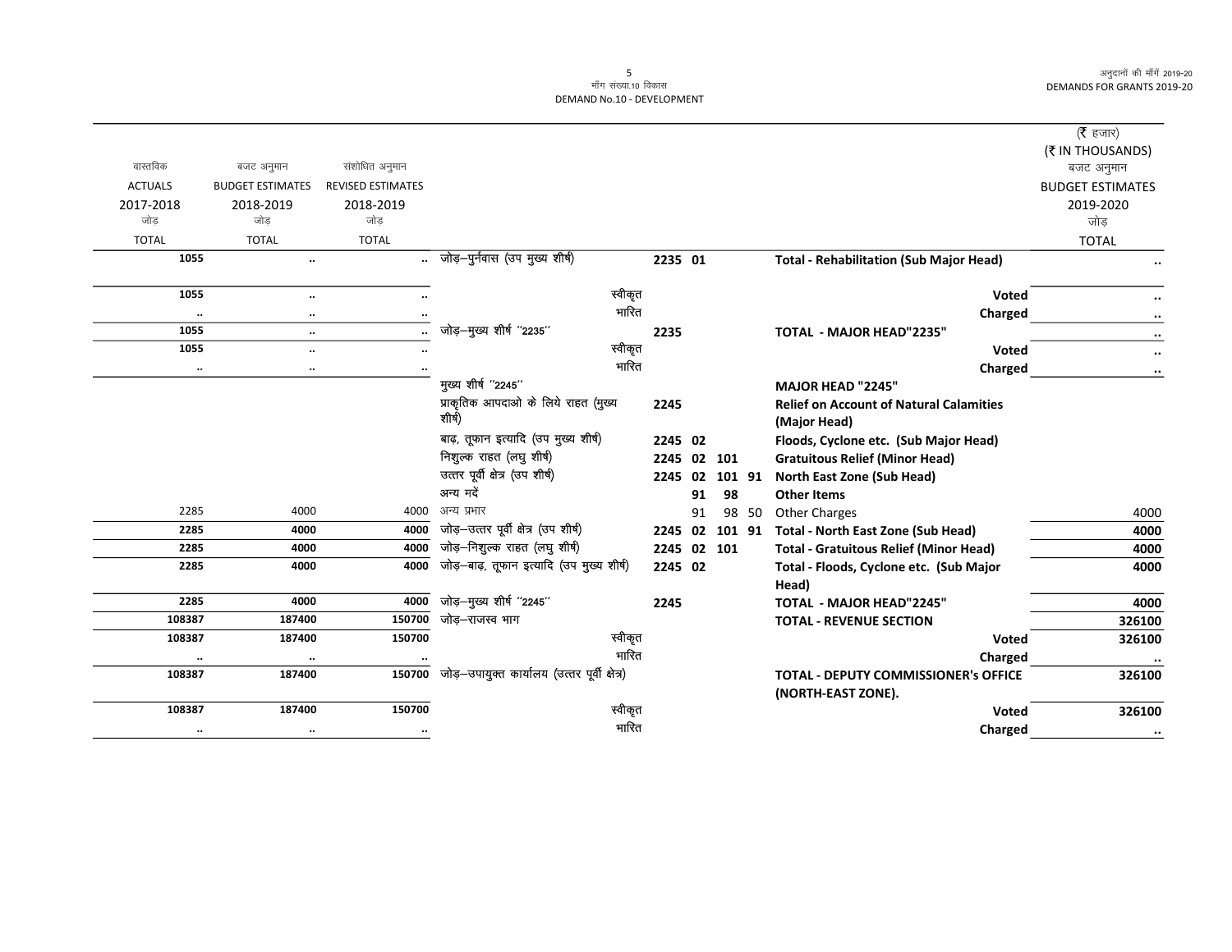| वास्तविक ACTUALS 2017-2018 जोड़ TOTAL | बजट अनुमान BUDGET ESTIMATES 2018-2019 जोड़ TOTAL | संशोधित अनुमान REVISED ESTIMATES 2018-2019 जोड़ TOTAL | | | | | | | (₹ हजार) (₹ IN THOUSANDS) बजट अनुमान BUDGET ESTIMATES 2019-2020 जोड़ TOTAL |
|---|---|---|---|---|---|---|---|---|---|
| **1055** | .. | .. | जोड़–पुर्नवास (उप मुख्य शीर्ष) | **2235** | **01** | | | **Total - Rehabilitation (Sub Major Head)** | .. |
| **1055** | .. | .. | स्वीकृत | | | | | **Voted** | .. |
| .. | .. | .. | भारित | | | | | **Charged** | .. |
| **1055** | .. | .. | जोड़–मुख्य शीर्ष "2235" | **2235** | | | | **TOTAL - MAJOR HEAD"2235"** | .. |
| **1055** | .. | .. | स्वीकृत | | | | | **Voted** | .. |
| .. | .. | .. | भारित | | | | | **Charged** | .. |
| | | | मुख्य शीर्ष "2245" | | | | | **MAJOR HEAD "2245"** | |
| | | | प्राकृतिक आपदाओ के लिये राहत (मुख्य शीर्ष) | **2245** | | | | **Relief on Account of Natural Calamities (Major Head)** | |
| | | | बाढ़, तूफान इत्यादि (उप मुख्य शीर्ष) | **2245** | **02** | | | **Floods, Cyclone etc. (Sub Major Head)** | |
| | | | निशुल्क राहत (लघु शीर्ष) | **2245** | **02** | **101** | | **Gratuitous Relief (Minor Head)** | |
| | | | उत्तर पूर्वी क्षेत्र (उप शीर्ष) | **2245** | **02** | **101** | **91** | **North East Zone (Sub Head)** | |
| | | | अन्य मदें | | **91** | **98** | | **Other Items** | |
| 2285 | 4000 | 4000 | अन्य प्रभार | | 91 | 98 | 50 | Other Charges | 4000 |
| **2285** | **4000** | **4000** | जोड़–उत्तर पूर्वी क्षेत्र (उप शीर्ष) | **2245** | **02** | **101** | **91** | **Total - North East Zone (Sub Head)** | **4000** |
| **2285** | **4000** | **4000** | जोड़–निशुल्क राहत (लघु शीर्ष) | **2245** | **02** | **101** | | **Total - Gratuitous Relief (Minor Head)** | **4000** |
| **2285** | **4000** | **4000** | जोड़–बाढ़, तूफान इत्यादि (उप मुख्य शीर्ष) | **2245** | **02** | | | **Total - Floods, Cyclone etc. (Sub Major Head)** | **4000** |
| **2285** | **4000** | **4000** | जोड़–मुख्य शीर्ष "2245" | **2245** | | | | **TOTAL - MAJOR HEAD"2245"** | **4000** |
| **108387** | **187400** | **150700** | जोड़–राजस्व भाग | | | | | **TOTAL - REVENUE SECTION** | **326100** |
| **108387** | **187400** | **150700** | स्वीकृत | | | | | **Voted** | **326100** |
| .. | .. | .. | भारित | | | | | **Charged** | .. |
| **108387** | **187400** | **150700** | जोड़–उपायुक्त कार्यालय (उत्तर पूर्वी क्षेत्र) | | | | | **TOTAL - DEPUTY COMMISSIONER's OFFICE (NORTH-EAST ZONE).** | **326100** |
| **108387** | **187400** | **150700** | स्वीकृत | | | | | **Voted** | **326100** |
| .. | .. | .. | भारित | | | | | **Charged** | .. |